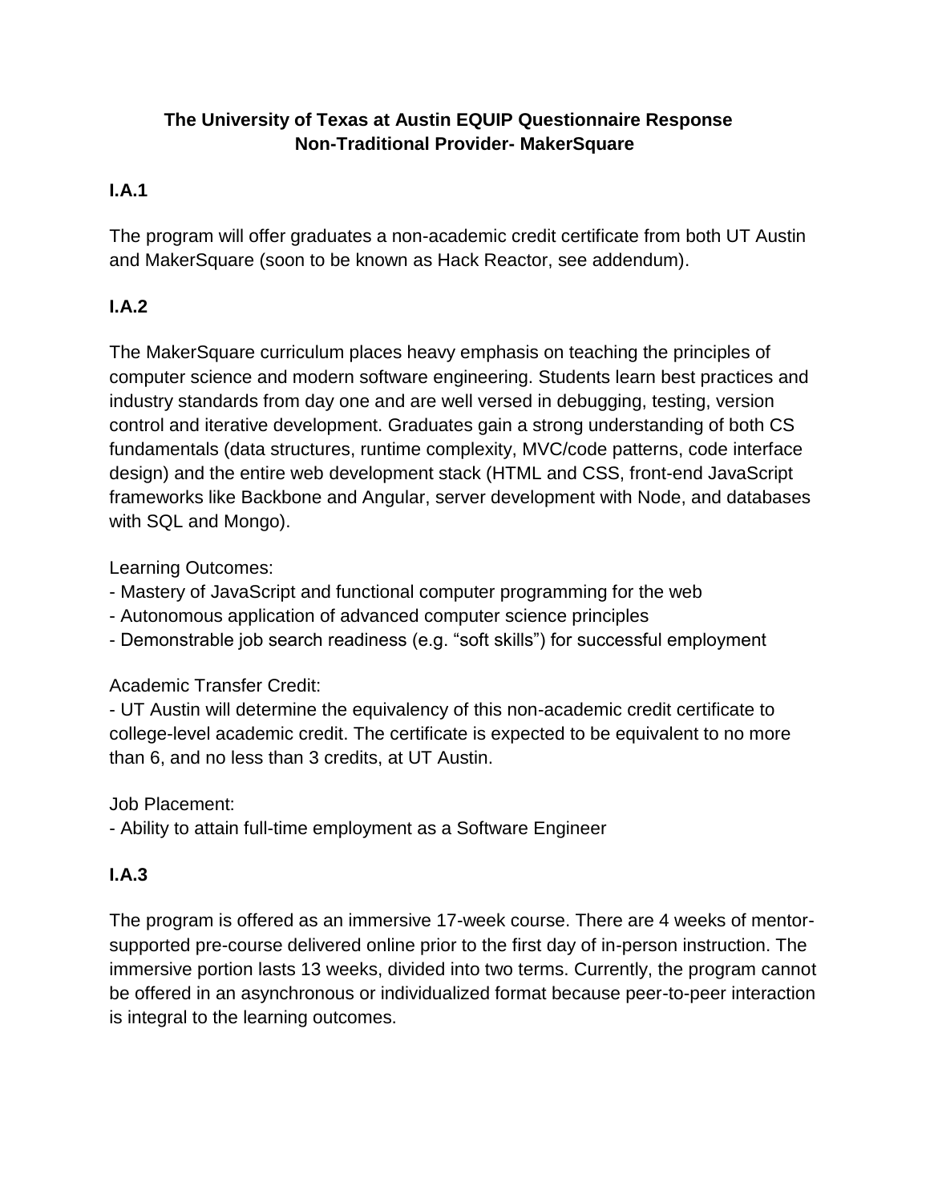# The University of Texas at Austin EQUIP Questionnaire Response
## Non-Traditional Provider- MakerSquare

### I.A.1

The program will offer graduates a non-academic credit certificate from both UT Austin and MakerSquare (soon to be known as Hack Reactor, see addendum).

### I.A.2

The MakerSquare curriculum places heavy emphasis on teaching the principles of computer science and modern software engineering. Students learn best practices and industry standards from day one and are well versed in debugging, testing, version control and iterative development. Graduates gain a strong understanding of both CS fundamentals (data structures, runtime complexity, MVC/code patterns, code interface design) and the entire web development stack (HTML and CSS, front-end JavaScript frameworks like Backbone and Angular, server development with Node, and databases with SQL and Mongo).

Learning Outcomes:
- Mastery of JavaScript and functional computer programming for the web
- Autonomous application of advanced computer science principles
- Demonstrable job search readiness (e.g. "soft skills") for successful employment

Academic Transfer Credit:
- UT Austin will determine the equivalency of this non-academic credit certificate to college-level academic credit. The certificate is expected to be equivalent to no more than 6, and no less than 3 credits, at UT Austin.

Job Placement:
- Ability to attain full-time employment as a Software Engineer

### I.A.3

The program is offered as an immersive 17-week course. There are 4 weeks of mentor-supported pre-course delivered online prior to the first day of in-person instruction. The immersive portion lasts 13 weeks, divided into two terms. Currently, the program cannot be offered in an asynchronous or individualized format because peer-to-peer interaction is integral to the learning outcomes.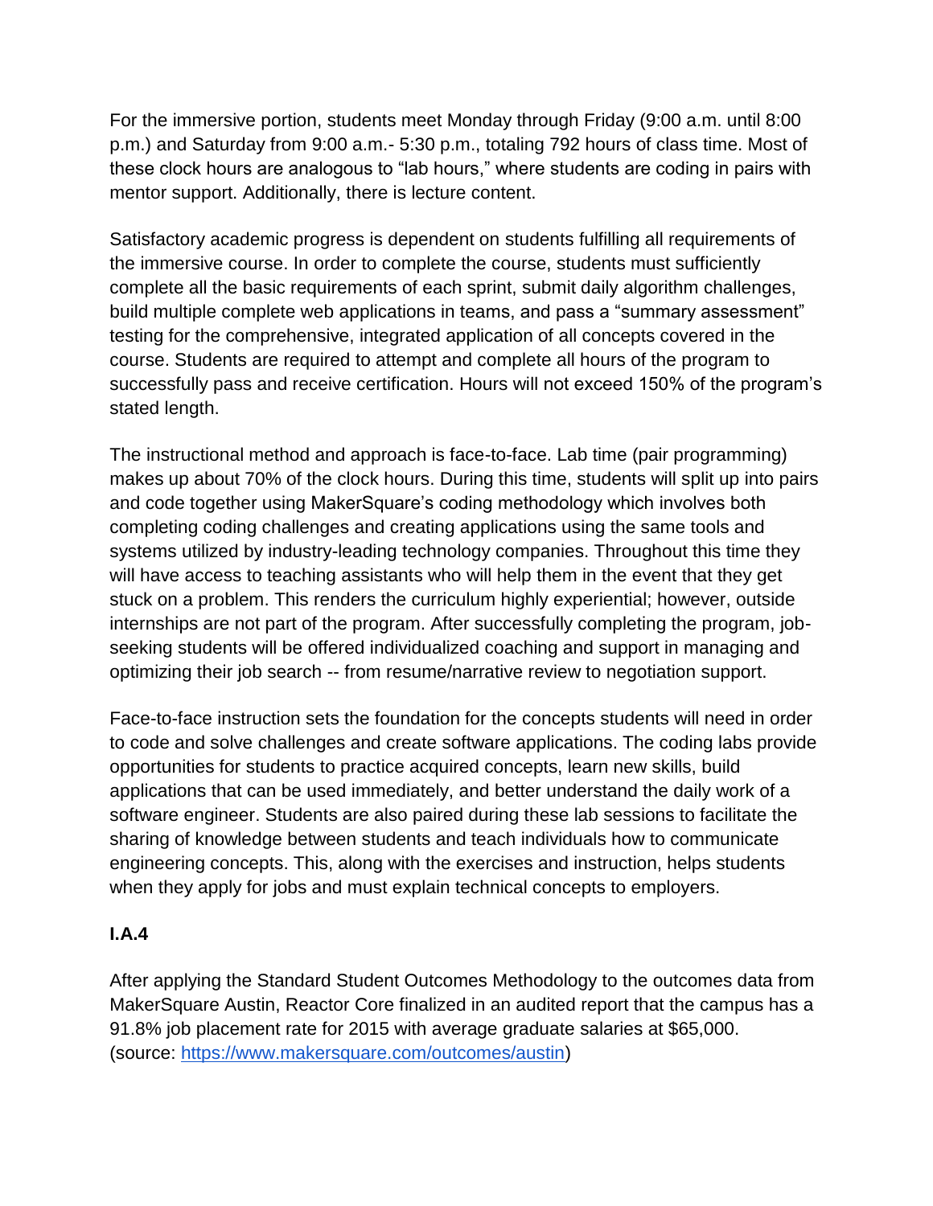For the immersive portion, students meet Monday through Friday (9:00 a.m. until 8:00 p.m.) and Saturday from 9:00 a.m.- 5:30 p.m., totaling 792 hours of class time. Most of these clock hours are analogous to "lab hours," where students are coding in pairs with mentor support. Additionally, there is lecture content.

Satisfactory academic progress is dependent on students fulfilling all requirements of the immersive course. In order to complete the course, students must sufficiently complete all the basic requirements of each sprint, submit daily algorithm challenges, build multiple complete web applications in teams, and pass a "summary assessment" testing for the comprehensive, integrated application of all concepts covered in the course. Students are required to attempt and complete all hours of the program to successfully pass and receive certification. Hours will not exceed 150% of the program's stated length.

The instructional method and approach is face-to-face. Lab time (pair programming) makes up about 70% of the clock hours. During this time, students will split up into pairs and code together using MakerSquare's coding methodology which involves both completing coding challenges and creating applications using the same tools and systems utilized by industry-leading technology companies. Throughout this time they will have access to teaching assistants who will help them in the event that they get stuck on a problem. This renders the curriculum highly experiential; however, outside internships are not part of the program. After successfully completing the program, job-seeking students will be offered individualized coaching and support in managing and optimizing their job search -- from resume/narrative review to negotiation support.

Face-to-face instruction sets the foundation for the concepts students will need in order to code and solve challenges and create software applications. The coding labs provide opportunities for students to practice acquired concepts, learn new skills, build applications that can be used immediately, and better understand the daily work of a software engineer. Students are also paired during these lab sessions to facilitate the sharing of knowledge between students and teach individuals how to communicate engineering concepts. This, along with the exercises and instruction, helps students when they apply for jobs and must explain technical concepts to employers.

**I.A.4**

After applying the Standard Student Outcomes Methodology to the outcomes data from MakerSquare Austin, Reactor Core finalized in an audited report that the campus has a 91.8% job placement rate for 2015 with average graduate salaries at $65,000. (source: [https://www.makersquare.com/outcomes/austin](https://www.makersquare.com/outcomes/austin))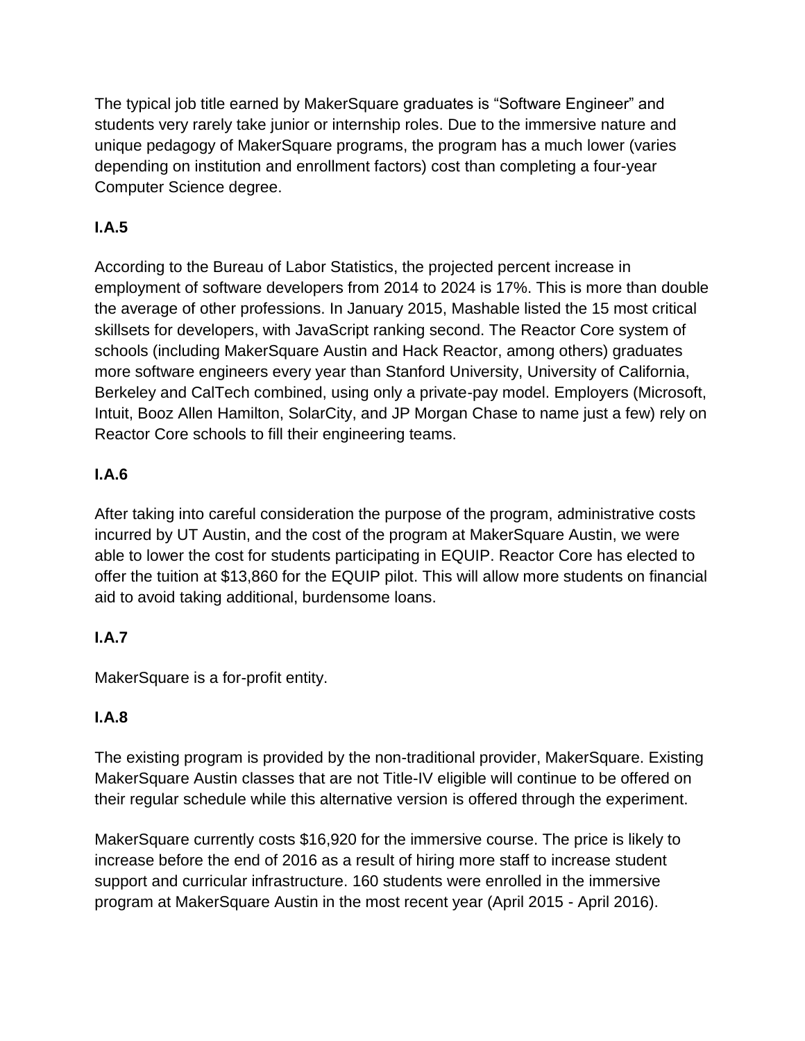The typical job title earned by MakerSquare graduates is “Software Engineer” and students very rarely take junior or internship roles. Due to the immersive nature and unique pedagogy of MakerSquare programs, the program has a much lower (varies depending on institution and enrollment factors) cost than completing a four-year Computer Science degree.

**I.A.5**

According to the Bureau of Labor Statistics, the projected percent increase in employment of software developers from 2014 to 2024 is 17%. This is more than double the average of other professions. In January 2015, Mashable listed the 15 most critical skillsets for developers, with JavaScript ranking second. The Reactor Core system of schools (including MakerSquare Austin and Hack Reactor, among others) graduates more software engineers every year than Stanford University, University of California, Berkeley and CalTech combined, using only a private-pay model. Employers (Microsoft, Intuit, Booz Allen Hamilton, SolarCity, and JP Morgan Chase to name just a few) rely on Reactor Core schools to fill their engineering teams.

**I.A.6**

After taking into careful consideration the purpose of the program, administrative costs incurred by UT Austin, and the cost of the program at MakerSquare Austin, we were able to lower the cost for students participating in EQUIP. Reactor Core has elected to offer the tuition at $13,860 for the EQUIP pilot. This will allow more students on financial aid to avoid taking additional, burdensome loans.

**I.A.7**

MakerSquare is a for-profit entity.

**I.A.8**

The existing program is provided by the non-traditional provider, MakerSquare. Existing MakerSquare Austin classes that are not Title-IV eligible will continue to be offered on their regular schedule while this alternative version is offered through the experiment.

MakerSquare currently costs $16,920 for the immersive course. The price is likely to increase before the end of 2016 as a result of hiring more staff to increase student support and curricular infrastructure. 160 students were enrolled in the immersive program at MakerSquare Austin in the most recent year (April 2015 - April 2016).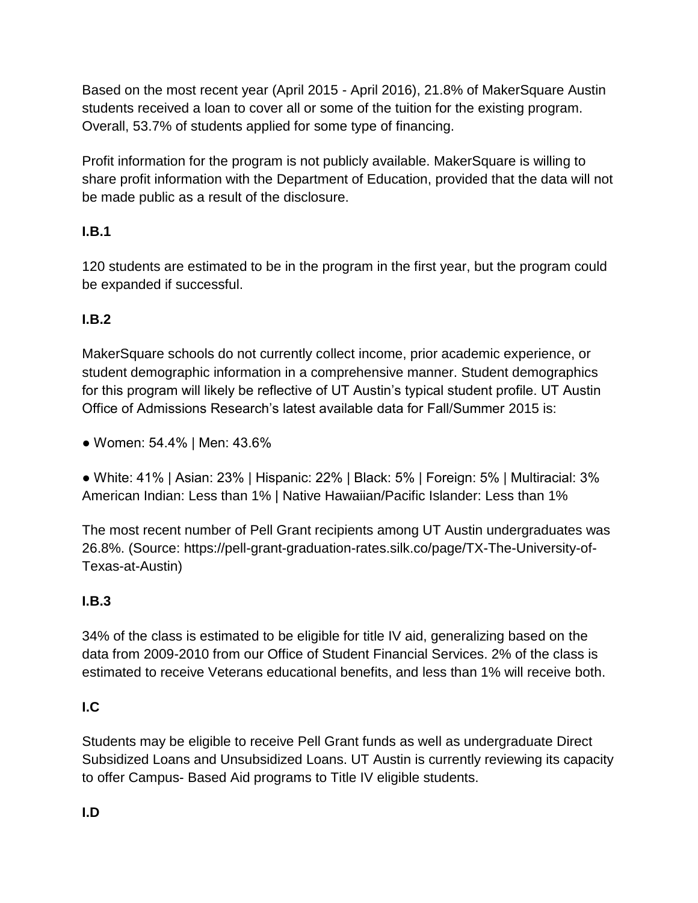Based on the most recent year (April 2015 - April 2016), 21.8% of MakerSquare Austin students received a loan to cover all or some of the tuition for the existing program. Overall, 53.7% of students applied for some type of financing.

Profit information for the program is not publicly available. MakerSquare is willing to share profit information with the Department of Education, provided that the data will not be made public as a result of the disclosure.

**I.B.1**

120 students are estimated to be in the program in the first year, but the program could be expanded if successful.

**I.B.2**

MakerSquare schools do not currently collect income, prior academic experience, or student demographic information in a comprehensive manner. Student demographics for this program will likely be reflective of UT Austin's typical student profile. UT Austin Office of Admissions Research's latest available data for Fall/Summer 2015 is:

● Women: 54.4% | Men: 43.6%

● White: 41% | Asian: 23% | Hispanic: 22% | Black: 5% | Foreign: 5% | Multiracial: 3% American Indian: Less than 1% | Native Hawaiian/Pacific Islander: Less than 1%

The most recent number of Pell Grant recipients among UT Austin undergraduates was 26.8%. (Source: https://pell-grant-graduation-rates.silk.co/page/TX-The-University-of-Texas-at-Austin)

**I.B.3**

34% of the class is estimated to be eligible for title IV aid, generalizing based on the data from 2009-2010 from our Office of Student Financial Services. 2% of the class is estimated to receive Veterans educational benefits, and less than 1% will receive both.

**I.C**

Students may be eligible to receive Pell Grant funds as well as undergraduate Direct Subsidized Loans and Unsubsidized Loans. UT Austin is currently reviewing its capacity to offer Campus- Based Aid programs to Title IV eligible students.

**I.D**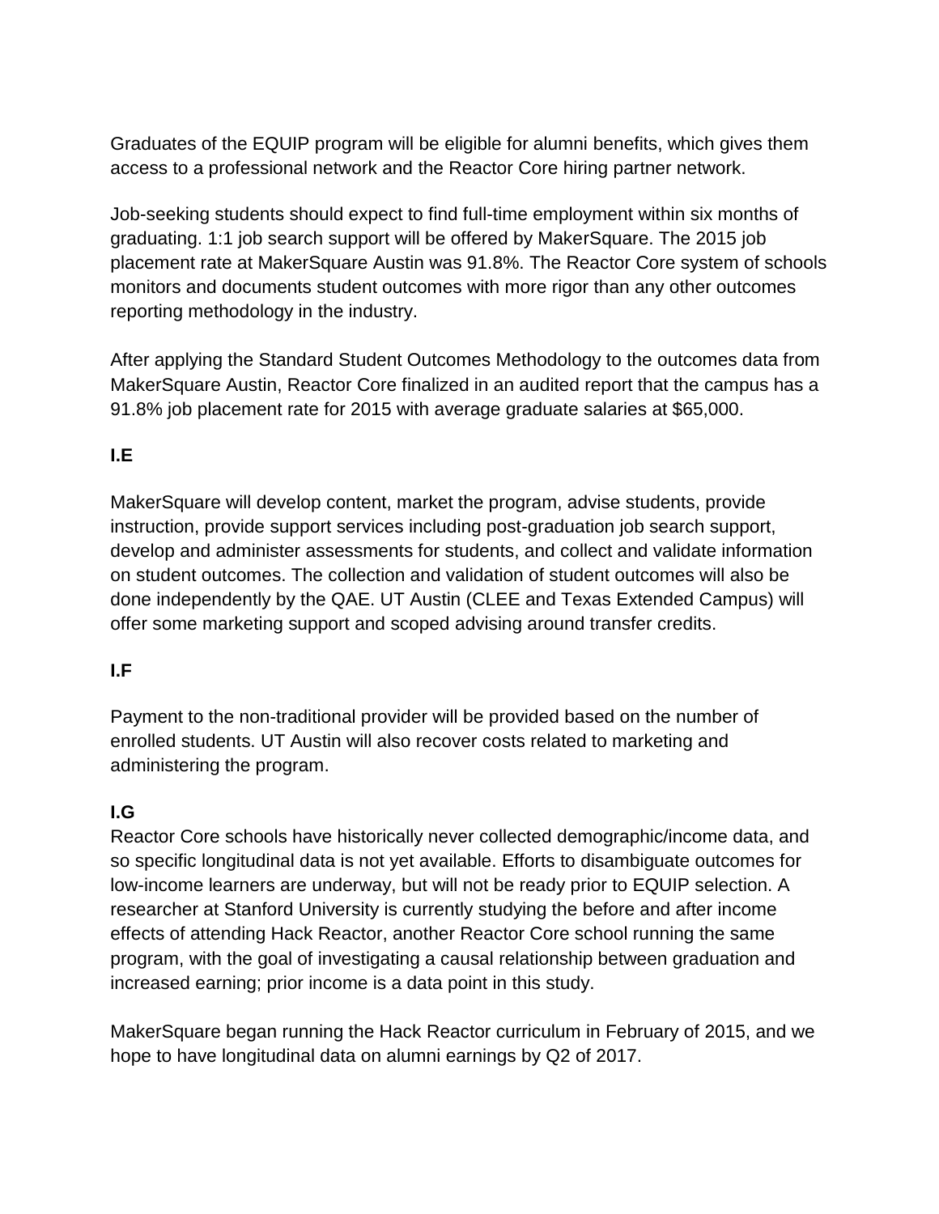Graduates of the EQUIP program will be eligible for alumni benefits, which gives them access to a professional network and the Reactor Core hiring partner network.

Job-seeking students should expect to find full-time employment within six months of graduating. 1:1 job search support will be offered by MakerSquare. The 2015 job placement rate at MakerSquare Austin was 91.8%. The Reactor Core system of schools monitors and documents student outcomes with more rigor than any other outcomes reporting methodology in the industry.

After applying the Standard Student Outcomes Methodology to the outcomes data from MakerSquare Austin, Reactor Core finalized in an audited report that the campus has a 91.8% job placement rate for 2015 with average graduate salaries at $65,000.

**I.E**

MakerSquare will develop content, market the program, advise students, provide instruction, provide support services including post-graduation job search support, develop and administer assessments for students, and collect and validate information on student outcomes. The collection and validation of student outcomes will also be done independently by the QAE. UT Austin (CLEE and Texas Extended Campus) will offer some marketing support and scoped advising around transfer credits.

**I.F**

Payment to the non-traditional provider will be provided based on the number of enrolled students. UT Austin will also recover costs related to marketing and administering the program.

**I.G**

Reactor Core schools have historically never collected demographic/income data, and so specific longitudinal data is not yet available. Efforts to disambiguate outcomes for low-income learners are underway, but will not be ready prior to EQUIP selection. A researcher at Stanford University is currently studying the before and after income effects of attending Hack Reactor, another Reactor Core school running the same program, with the goal of investigating a causal relationship between graduation and increased earning; prior income is a data point in this study.

MakerSquare began running the Hack Reactor curriculum in February of 2015, and we hope to have longitudinal data on alumni earnings by Q2 of 2017.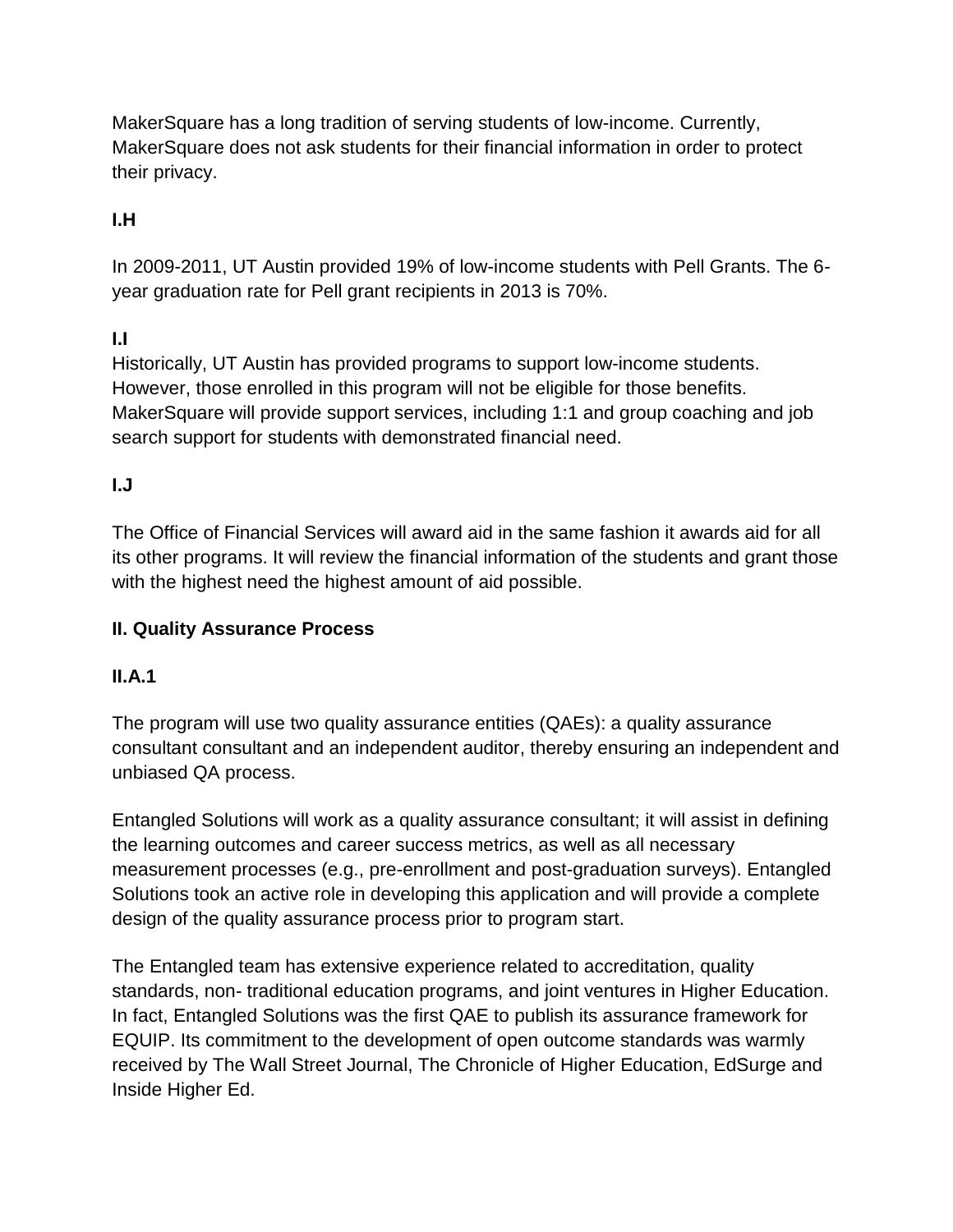MakerSquare has a long tradition of serving students of low-income. Currently, MakerSquare does not ask students for their financial information in order to protect their privacy.

**I.H**

In 2009-2011, UT Austin provided 19% of low-income students with Pell Grants. The 6-year graduation rate for Pell grant recipients in 2013 is 70%.

**I.I**

Historically, UT Austin has provided programs to support low-income students. However, those enrolled in this program will not be eligible for those benefits. MakerSquare will provide support services, including 1:1 and group coaching and job search support for students with demonstrated financial need.

**I.J**

The Office of Financial Services will award aid in the same fashion it awards aid for all its other programs. It will review the financial information of the students and grant those with the highest need the highest amount of aid possible.

**II. Quality Assurance Process**

**II.A.1**

The program will use two quality assurance entities (QAEs): a quality assurance consultant consultant and an independent auditor, thereby ensuring an independent and unbiased QA process.

Entangled Solutions will work as a quality assurance consultant; it will assist in defining the learning outcomes and career success metrics, as well as all necessary measurement processes (e.g., pre-enrollment and post-graduation surveys). Entangled Solutions took an active role in developing this application and will provide a complete design of the quality assurance process prior to program start.

The Entangled team has extensive experience related to accreditation, quality standards, non- traditional education programs, and joint ventures in Higher Education. In fact, Entangled Solutions was the first QAE to publish its assurance framework for EQUIP. Its commitment to the development of open outcome standards was warmly received by The Wall Street Journal, The Chronicle of Higher Education, EdSurge and Inside Higher Ed.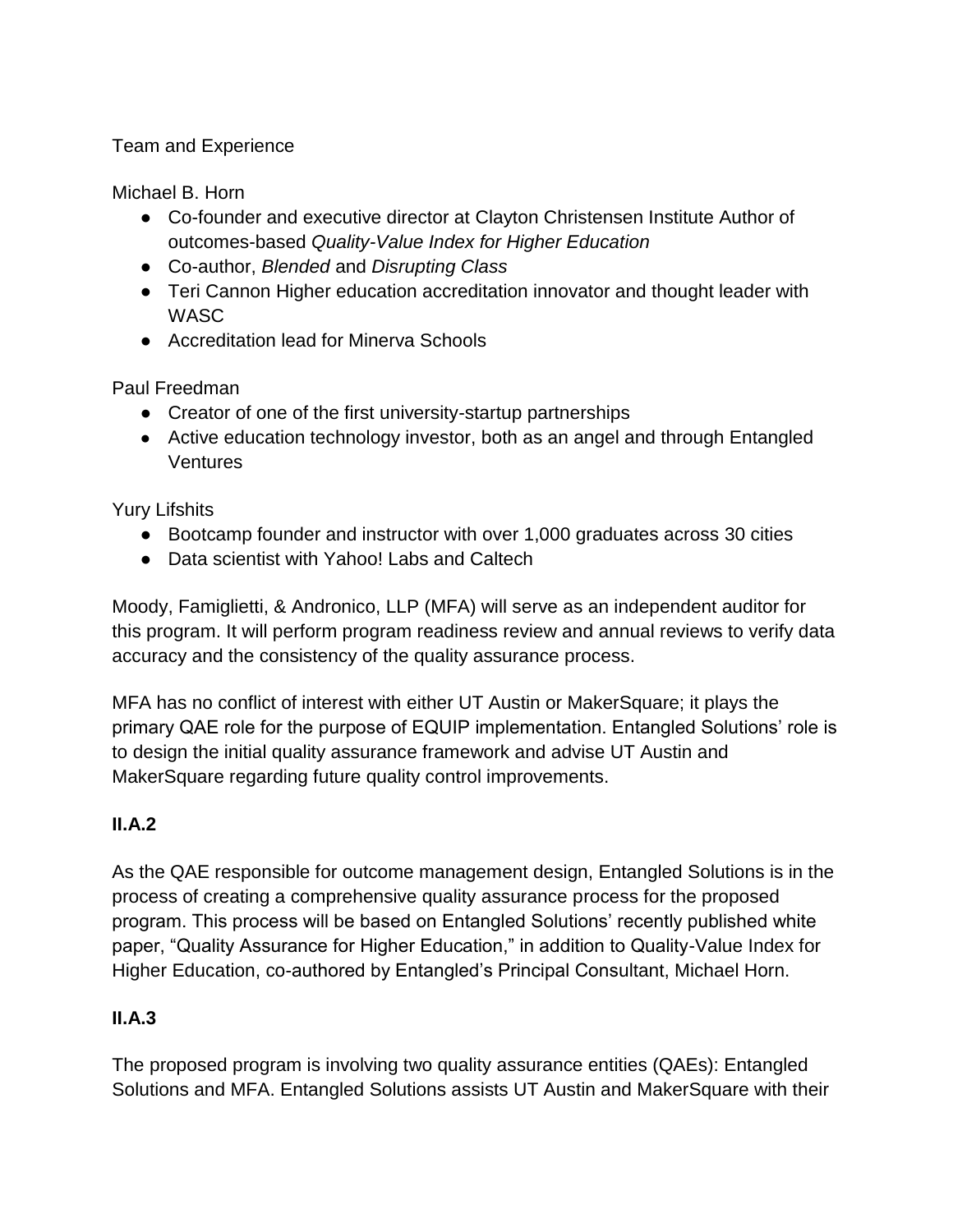Team and Experience

Michael B. Horn

- Co-founder and executive director at Clayton Christensen Institute Author of outcomes-based *Quality-Value Index for Higher Education*
- Co-author, *Blended* and *Disrupting Class*
- Teri Cannon Higher education accreditation innovator and thought leader with WASC
- Accreditation lead for Minerva Schools

Paul Freedman

- Creator of one of the first university-startup partnerships
- Active education technology investor, both as an angel and through Entangled Ventures

Yury Lifshits

- Bootcamp founder and instructor with over 1,000 graduates across 30 cities
- Data scientist with Yahoo! Labs and Caltech

Moody, Famiglietti, & Andronico, LLP (MFA) will serve as an independent auditor for this program. It will perform program readiness review and annual reviews to verify data accuracy and the consistency of the quality assurance process.

MFA has no conflict of interest with either UT Austin or MakerSquare; it plays the primary QAE role for the purpose of EQUIP implementation. Entangled Solutions' role is to design the initial quality assurance framework and advise UT Austin and MakerSquare regarding future quality control improvements.

**II.A.2**

As the QAE responsible for outcome management design, Entangled Solutions is in the process of creating a comprehensive quality assurance process for the proposed program. This process will be based on Entangled Solutions' recently published white paper, "Quality Assurance for Higher Education," in addition to Quality-Value Index for Higher Education, co-authored by Entangled's Principal Consultant, Michael Horn.

**II.A.3**

The proposed program is involving two quality assurance entities (QAEs): Entangled Solutions and MFA. Entangled Solutions assists UT Austin and MakerSquare with their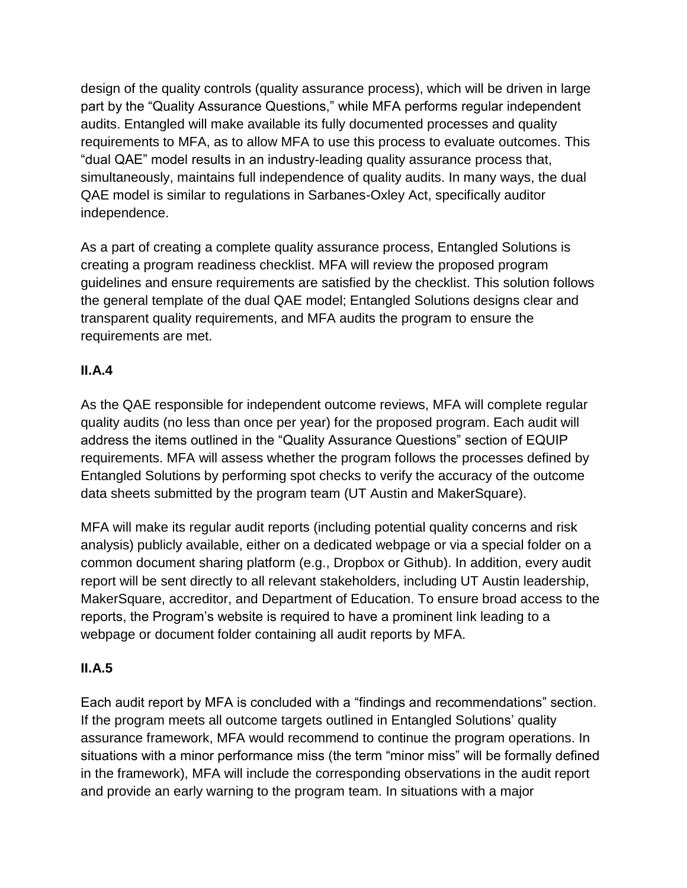design of the quality controls (quality assurance process), which will be driven in large part by the “Quality Assurance Questions,” while MFA performs regular independent audits. Entangled will make available its fully documented processes and quality requirements to MFA, as to allow MFA to use this process to evaluate outcomes. This “dual QAE” model results in an industry-leading quality assurance process that, simultaneously, maintains full independence of quality audits. In many ways, the dual QAE model is similar to regulations in Sarbanes-Oxley Act, specifically auditor independence.

As a part of creating a complete quality assurance process, Entangled Solutions is creating a program readiness checklist. MFA will review the proposed program guidelines and ensure requirements are satisfied by the checklist. This solution follows the general template of the dual QAE model; Entangled Solutions designs clear and transparent quality requirements, and MFA audits the program to ensure the requirements are met.

**II.A.4**

As the QAE responsible for independent outcome reviews, MFA will complete regular quality audits (no less than once per year) for the proposed program. Each audit will address the items outlined in the “Quality Assurance Questions” section of EQUIP requirements. MFA will assess whether the program follows the processes defined by Entangled Solutions by performing spot checks to verify the accuracy of the outcome data sheets submitted by the program team (UT Austin and MakerSquare).

MFA will make its regular audit reports (including potential quality concerns and risk analysis) publicly available, either on a dedicated webpage or via a special folder on a common document sharing platform (e.g., Dropbox or Github). In addition, every audit report will be sent directly to all relevant stakeholders, including UT Austin leadership, MakerSquare, accreditor, and Department of Education. To ensure broad access to the reports, the Program’s website is required to have a prominent link leading to a webpage or document folder containing all audit reports by MFA.

**II.A.5**

Each audit report by MFA is concluded with a “findings and recommendations” section. If the program meets all outcome targets outlined in Entangled Solutions’ quality assurance framework, MFA would recommend to continue the program operations. In situations with a minor performance miss (the term “minor miss” will be formally defined in the framework), MFA will include the corresponding observations in the audit report and provide an early warning to the program team. In situations with a major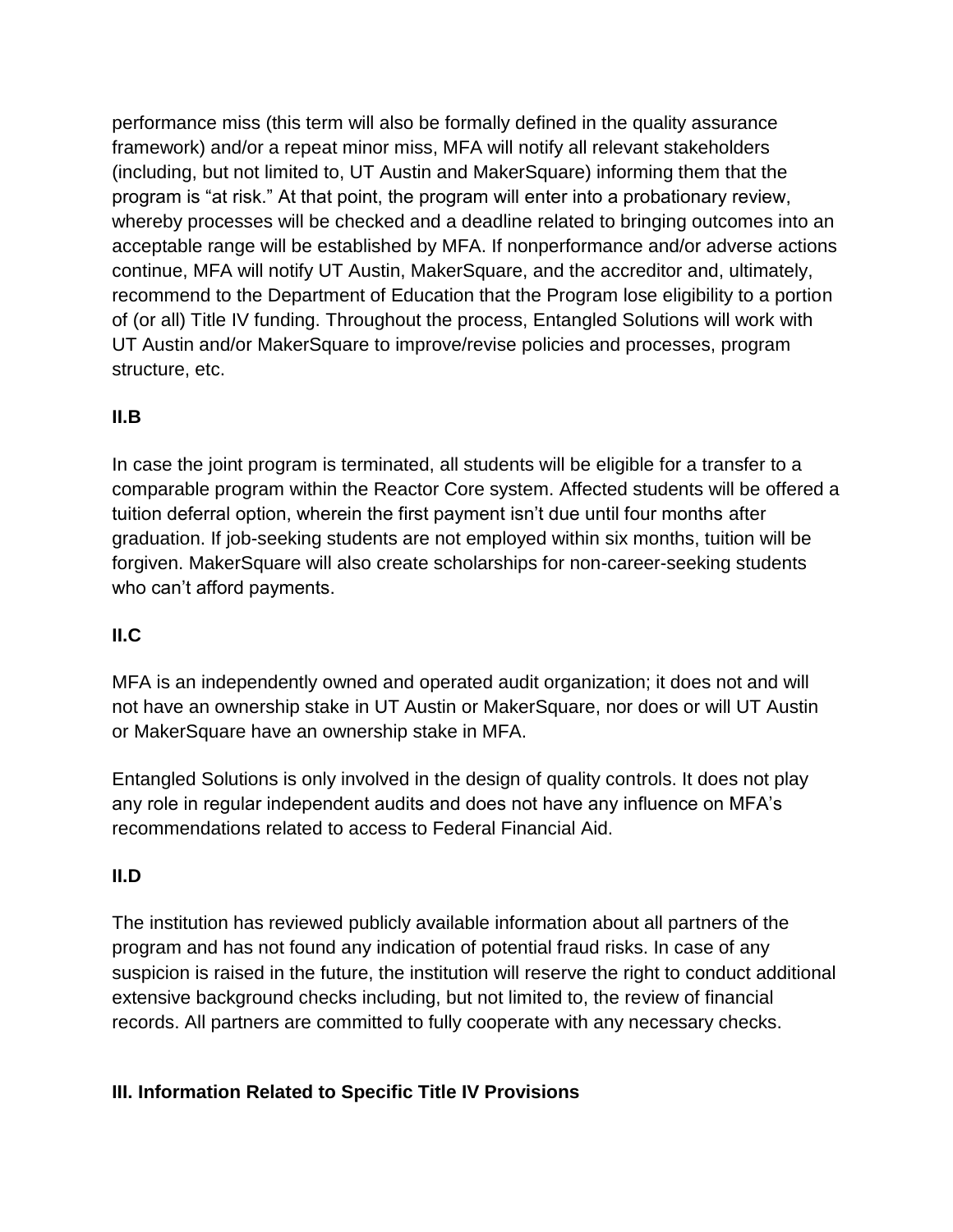performance miss (this term will also be formally defined in the quality assurance framework) and/or a repeat minor miss, MFA will notify all relevant stakeholders (including, but not limited to, UT Austin and MakerSquare) informing them that the program is "at risk." At that point, the program will enter into a probationary review, whereby processes will be checked and a deadline related to bringing outcomes into an acceptable range will be established by MFA. If nonperformance and/or adverse actions continue, MFA will notify UT Austin, MakerSquare, and the accreditor and, ultimately, recommend to the Department of Education that the Program lose eligibility to a portion of (or all) Title IV funding. Throughout the process, Entangled Solutions will work with UT Austin and/or MakerSquare to improve/revise policies and processes, program structure, etc.

**II.B**

In case the joint program is terminated, all students will be eligible for a transfer to a comparable program within the Reactor Core system. Affected students will be offered a tuition deferral option, wherein the first payment isn't due until four months after graduation. If job-seeking students are not employed within six months, tuition will be forgiven. MakerSquare will also create scholarships for non-career-seeking students who can't afford payments.

**II.C**

MFA is an independently owned and operated audit organization; it does not and will not have an ownership stake in UT Austin or MakerSquare, nor does or will UT Austin or MakerSquare have an ownership stake in MFA.

Entangled Solutions is only involved in the design of quality controls. It does not play any role in regular independent audits and does not have any influence on MFA's recommendations related to access to Federal Financial Aid.

**II.D**

The institution has reviewed publicly available information about all partners of the program and has not found any indication of potential fraud risks. In case of any suspicion is raised in the future, the institution will reserve the right to conduct additional extensive background checks including, but not limited to, the review of financial records. All partners are committed to fully cooperate with any necessary checks.

## III. Information Related to Specific Title IV Provisions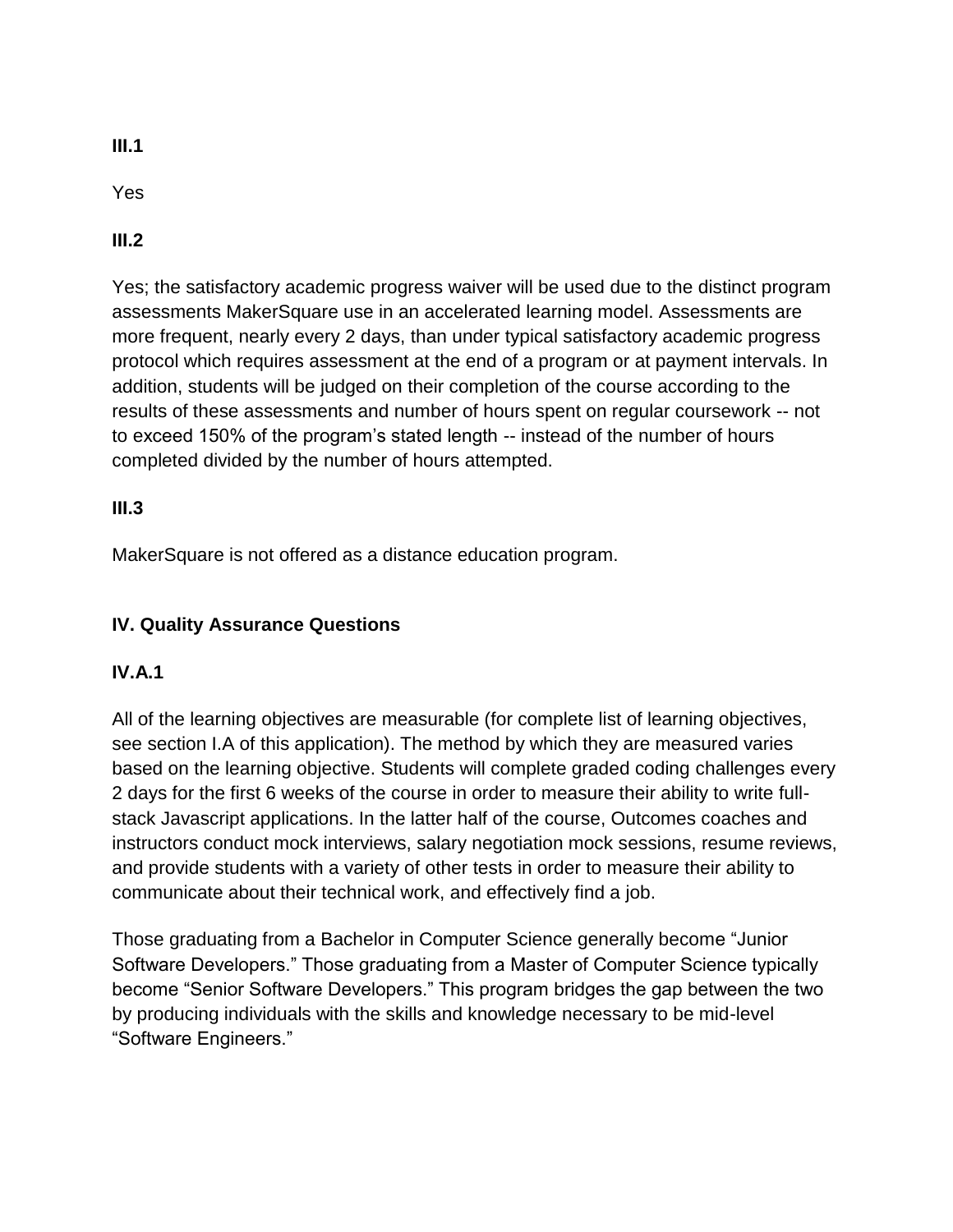**III.1**

Yes

**III.2**

Yes; the satisfactory academic progress waiver will be used due to the distinct program assessments MakerSquare use in an accelerated learning model. Assessments are more frequent, nearly every 2 days, than under typical satisfactory academic progress protocol which requires assessment at the end of a program or at payment intervals. In addition, students will be judged on their completion of the course according to the results of these assessments and number of hours spent on regular coursework -- not to exceed 150% of the program's stated length -- instead of the number of hours completed divided by the number of hours attempted.

**III.3**

MakerSquare is not offered as a distance education program.

## IV. Quality Assurance Questions

**IV.A.1**

All of the learning objectives are measurable (for complete list of learning objectives, see section I.A of this application). The method by which they are measured varies based on the learning objective. Students will complete graded coding challenges every 2 days for the first 6 weeks of the course in order to measure their ability to write full-stack Javascript applications. In the latter half of the course, Outcomes coaches and instructors conduct mock interviews, salary negotiation mock sessions, resume reviews, and provide students with a variety of other tests in order to measure their ability to communicate about their technical work, and effectively find a job.

Those graduating from a Bachelor in Computer Science generally become "Junior Software Developers." Those graduating from a Master of Computer Science typically become "Senior Software Developers." This program bridges the gap between the two by producing individuals with the skills and knowledge necessary to be mid-level "Software Engineers."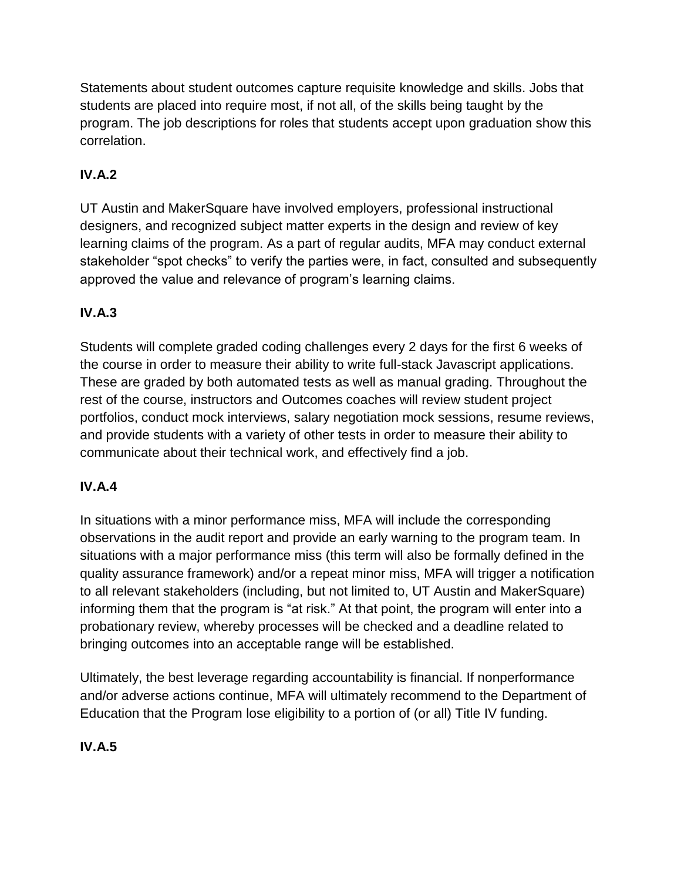Statements about student outcomes capture requisite knowledge and skills. Jobs that students are placed into require most, if not all, of the skills being taught by the program. The job descriptions for roles that students accept upon graduation show this correlation.

**IV.A.2**

UT Austin and MakerSquare have involved employers, professional instructional designers, and recognized subject matter experts in the design and review of key learning claims of the program. As a part of regular audits, MFA may conduct external stakeholder "spot checks" to verify the parties were, in fact, consulted and subsequently approved the value and relevance of program's learning claims.

**IV.A.3**

Students will complete graded coding challenges every 2 days for the first 6 weeks of the course in order to measure their ability to write full-stack Javascript applications. These are graded by both automated tests as well as manual grading. Throughout the rest of the course, instructors and Outcomes coaches will review student project portfolios, conduct mock interviews, salary negotiation mock sessions, resume reviews, and provide students with a variety of other tests in order to measure their ability to communicate about their technical work, and effectively find a job.

**IV.A.4**

In situations with a minor performance miss, MFA will include the corresponding observations in the audit report and provide an early warning to the program team. In situations with a major performance miss (this term will also be formally defined in the quality assurance framework) and/or a repeat minor miss, MFA will trigger a notification to all relevant stakeholders (including, but not limited to, UT Austin and MakerSquare) informing them that the program is "at risk." At that point, the program will enter into a probationary review, whereby processes will be checked and a deadline related to bringing outcomes into an acceptable range will be established.

Ultimately, the best leverage regarding accountability is financial. If nonperformance and/or adverse actions continue, MFA will ultimately recommend to the Department of Education that the Program lose eligibility to a portion of (or all) Title IV funding.

**IV.A.5**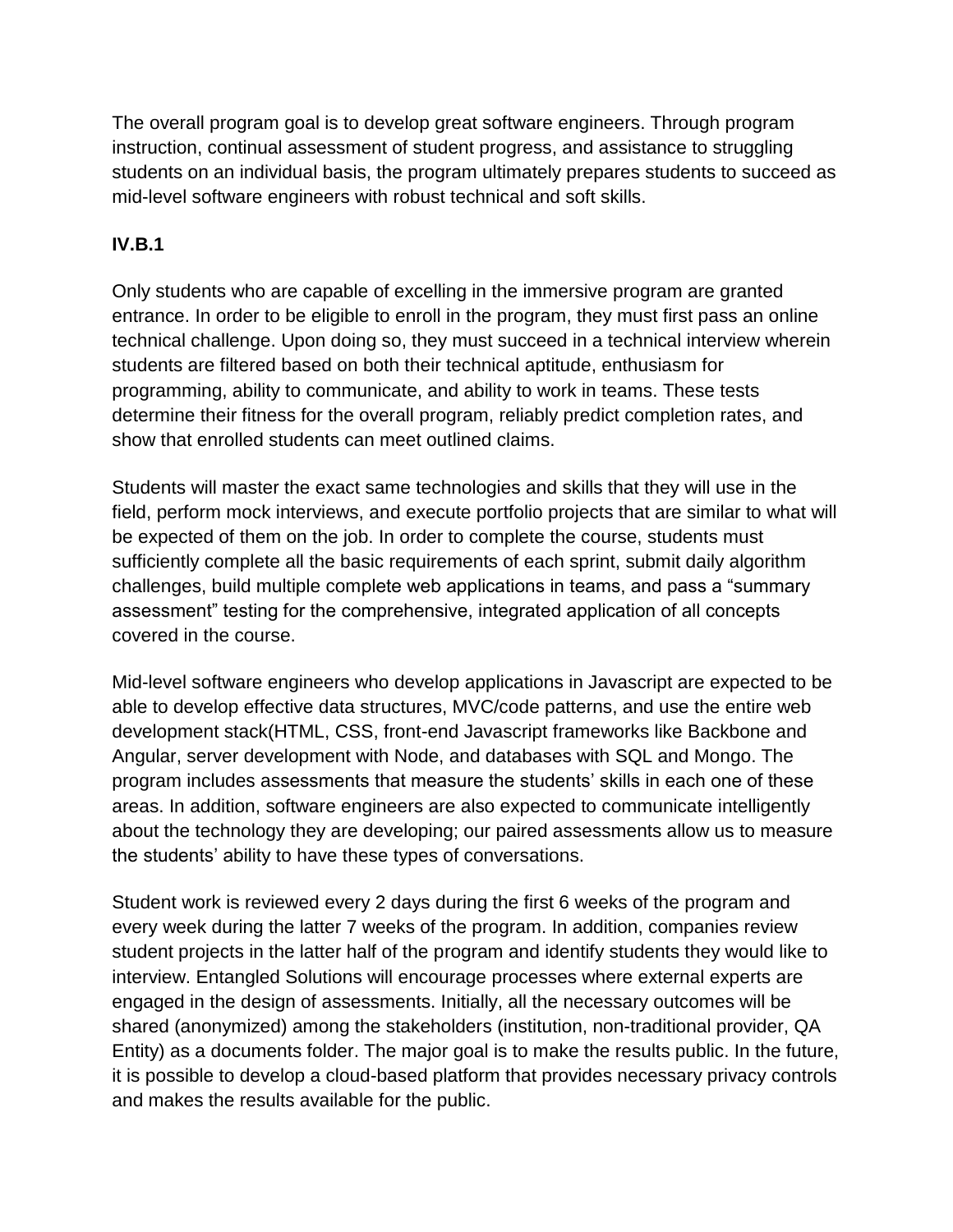The overall program goal is to develop great software engineers. Through program instruction, continual assessment of student progress, and assistance to struggling students on an individual basis, the program ultimately prepares students to succeed as mid-level software engineers with robust technical and soft skills.

**IV.B.1**

Only students who are capable of excelling in the immersive program are granted entrance. In order to be eligible to enroll in the program, they must first pass an online technical challenge. Upon doing so, they must succeed in a technical interview wherein students are filtered based on both their technical aptitude, enthusiasm for programming, ability to communicate, and ability to work in teams. These tests determine their fitness for the overall program, reliably predict completion rates, and show that enrolled students can meet outlined claims.

Students will master the exact same technologies and skills that they will use in the field, perform mock interviews, and execute portfolio projects that are similar to what will be expected of them on the job. In order to complete the course, students must sufficiently complete all the basic requirements of each sprint, submit daily algorithm challenges, build multiple complete web applications in teams, and pass a "summary assessment" testing for the comprehensive, integrated application of all concepts covered in the course.

Mid-level software engineers who develop applications in Javascript are expected to be able to develop effective data structures, MVC/code patterns, and use the entire web development stack(HTML, CSS, front-end Javascript frameworks like Backbone and Angular, server development with Node, and databases with SQL and Mongo. The program includes assessments that measure the students' skills in each one of these areas. In addition, software engineers are also expected to communicate intelligently about the technology they are developing; our paired assessments allow us to measure the students' ability to have these types of conversations.

Student work is reviewed every 2 days during the first 6 weeks of the program and every week during the latter 7 weeks of the program. In addition, companies review student projects in the latter half of the program and identify students they would like to interview. Entangled Solutions will encourage processes where external experts are engaged in the design of assessments. Initially, all the necessary outcomes will be shared (anonymized) among the stakeholders (institution, non-traditional provider, QA Entity) as a documents folder. The major goal is to make the results public. In the future, it is possible to develop a cloud-based platform that provides necessary privacy controls and makes the results available for the public.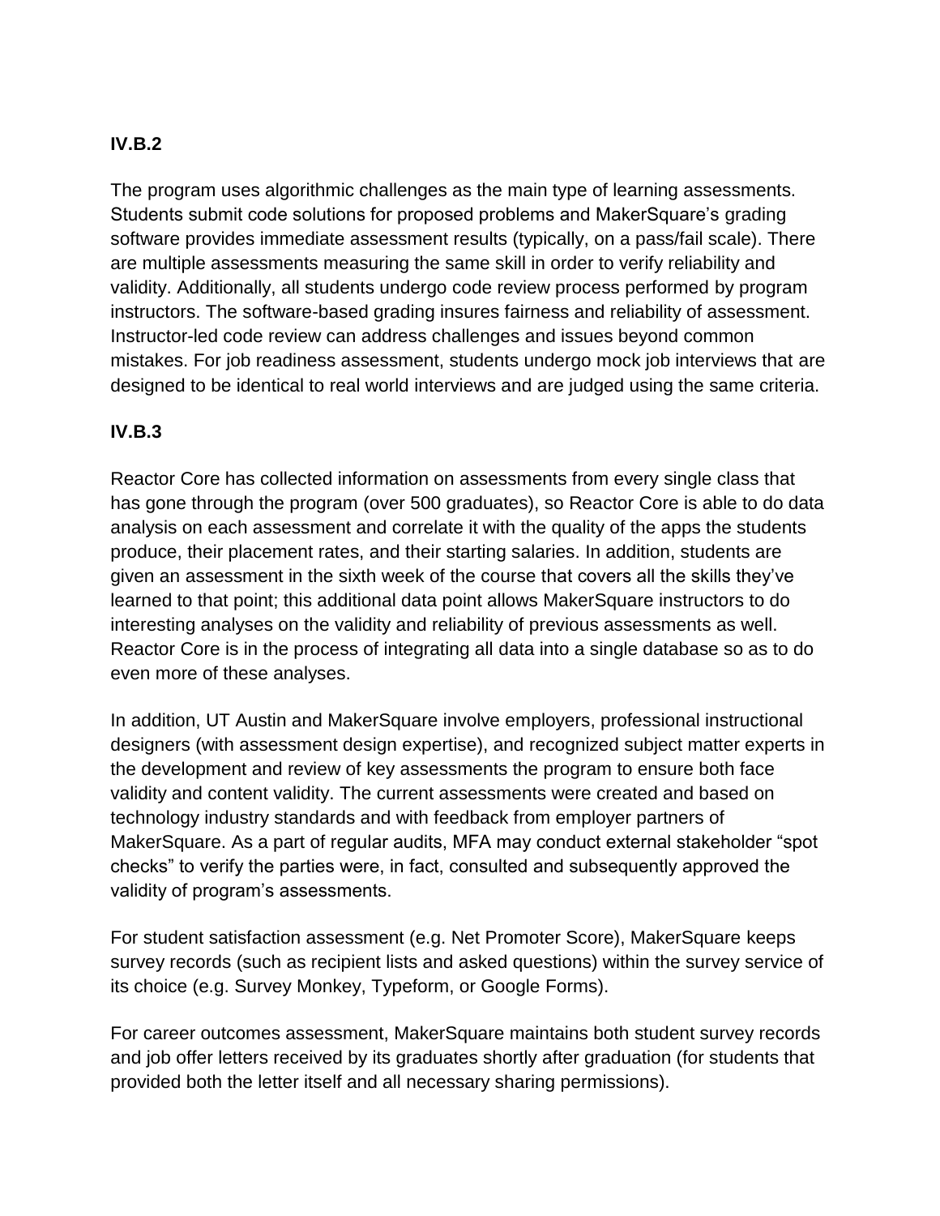**IV.B.2**

The program uses algorithmic challenges as the main type of learning assessments. Students submit code solutions for proposed problems and MakerSquare's grading software provides immediate assessment results (typically, on a pass/fail scale). There are multiple assessments measuring the same skill in order to verify reliability and validity. Additionally, all students undergo code review process performed by program instructors. The software-based grading insures fairness and reliability of assessment. Instructor-led code review can address challenges and issues beyond common mistakes. For job readiness assessment, students undergo mock job interviews that are designed to be identical to real world interviews and are judged using the same criteria.

**IV.B.3**

Reactor Core has collected information on assessments from every single class that has gone through the program (over 500 graduates), so Reactor Core is able to do data analysis on each assessment and correlate it with the quality of the apps the students produce, their placement rates, and their starting salaries. In addition, students are given an assessment in the sixth week of the course that covers all the skills they've learned to that point; this additional data point allows MakerSquare instructors to do interesting analyses on the validity and reliability of previous assessments as well. Reactor Core is in the process of integrating all data into a single database so as to do even more of these analyses.

In addition, UT Austin and MakerSquare involve employers, professional instructional designers (with assessment design expertise), and recognized subject matter experts in the development and review of key assessments the program to ensure both face validity and content validity. The current assessments were created and based on technology industry standards and with feedback from employer partners of MakerSquare. As a part of regular audits, MFA may conduct external stakeholder "spot checks" to verify the parties were, in fact, consulted and subsequently approved the validity of program's assessments.

For student satisfaction assessment (e.g. Net Promoter Score), MakerSquare keeps survey records (such as recipient lists and asked questions) within the survey service of its choice (e.g. Survey Monkey, Typeform, or Google Forms).

For career outcomes assessment, MakerSquare maintains both student survey records and job offer letters received by its graduates shortly after graduation (for students that provided both the letter itself and all necessary sharing permissions).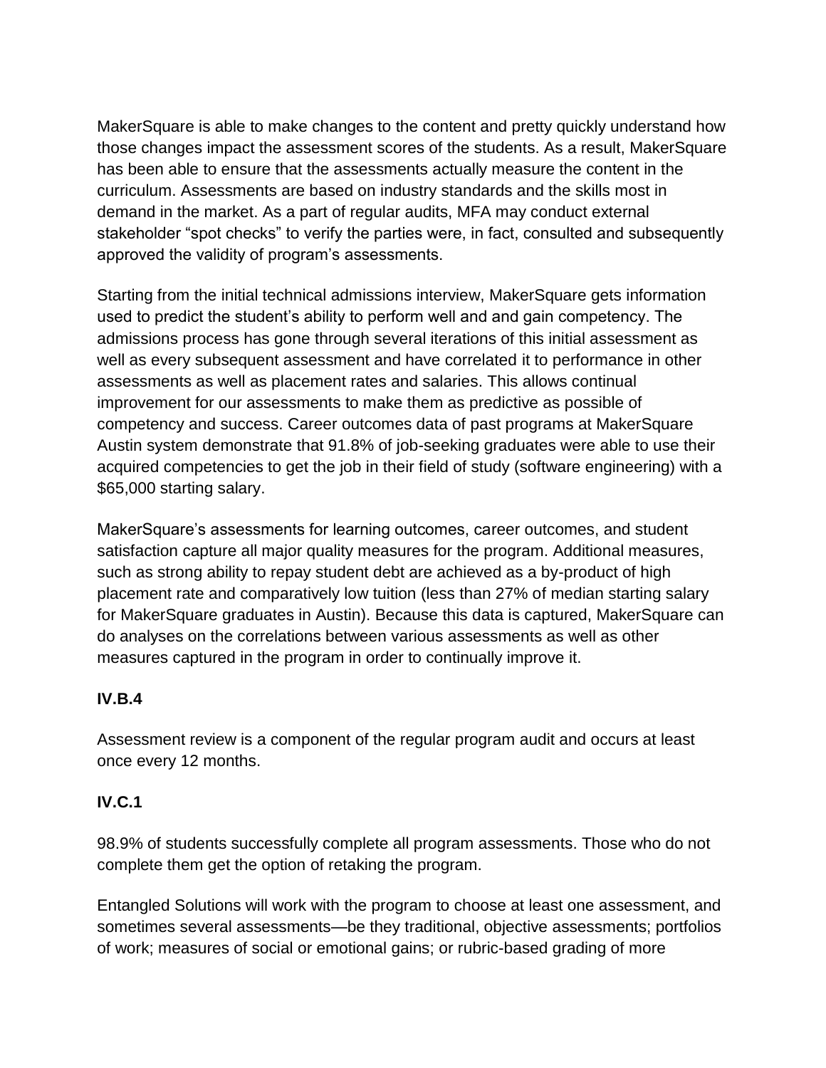MakerSquare is able to make changes to the content and pretty quickly understand how those changes impact the assessment scores of the students. As a result, MakerSquare has been able to ensure that the assessments actually measure the content in the curriculum. Assessments are based on industry standards and the skills most in demand in the market. As a part of regular audits, MFA may conduct external stakeholder “spot checks” to verify the parties were, in fact, consulted and subsequently approved the validity of program’s assessments.

Starting from the initial technical admissions interview, MakerSquare gets information used to predict the student’s ability to perform well and and gain competency. The admissions process has gone through several iterations of this initial assessment as well as every subsequent assessment and have correlated it to performance in other assessments as well as placement rates and salaries. This allows continual improvement for our assessments to make them as predictive as possible of competency and success. Career outcomes data of past programs at MakerSquare Austin system demonstrate that 91.8% of job-seeking graduates were able to use their acquired competencies to get the job in their field of study (software engineering) with a $65,000 starting salary.

MakerSquare’s assessments for learning outcomes, career outcomes, and student satisfaction capture all major quality measures for the program. Additional measures, such as strong ability to repay student debt are achieved as a by-product of high placement rate and comparatively low tuition (less than 27% of median starting salary for MakerSquare graduates in Austin). Because this data is captured, MakerSquare can do analyses on the correlations between various assessments as well as other measures captured in the program in order to continually improve it.

**IV.B.4**

Assessment review is a component of the regular program audit and occurs at least once every 12 months.

**IV.C.1**

98.9% of students successfully complete all program assessments. Those who do not complete them get the option of retaking the program.

Entangled Solutions will work with the program to choose at least one assessment, and sometimes several assessments—be they traditional, objective assessments; portfolios of work; measures of social or emotional gains; or rubric-based grading of more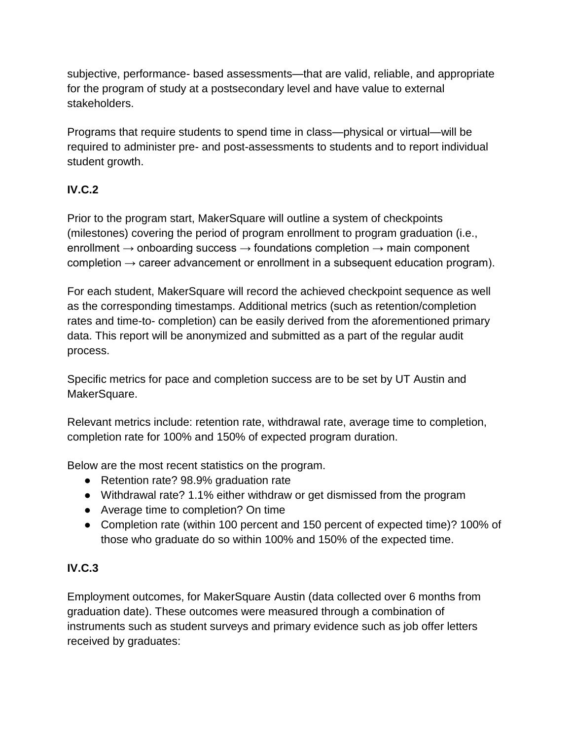subjective, performance- based assessments—that are valid, reliable, and appropriate for the program of study at a postsecondary level and have value to external stakeholders.

Programs that require students to spend time in class—physical or virtual—will be required to administer pre- and post-assessments to students and to report individual student growth.

**IV.C.2**

Prior to the program start, MakerSquare will outline a system of checkpoints (milestones) covering the period of program enrollment to program graduation (i.e., enrollment → onboarding success → foundations completion → main component completion → career advancement or enrollment in a subsequent education program).

For each student, MakerSquare will record the achieved checkpoint sequence as well as the corresponding timestamps. Additional metrics (such as retention/completion rates and time-to- completion) can be easily derived from the aforementioned primary data. This report will be anonymized and submitted as a part of the regular audit process.

Specific metrics for pace and completion success are to be set by UT Austin and MakerSquare.

Relevant metrics include: retention rate, withdrawal rate, average time to completion, completion rate for 100% and 150% of expected program duration.

Below are the most recent statistics on the program.

- Retention rate? 98.9% graduation rate
- Withdrawal rate? 1.1% either withdraw or get dismissed from the program
- Average time to completion? On time
- Completion rate (within 100 percent and 150 percent of expected time)? 100% of those who graduate do so within 100% and 150% of the expected time.

**IV.C.3**

Employment outcomes, for MakerSquare Austin (data collected over 6 months from graduation date). These outcomes were measured through a combination of instruments such as student surveys and primary evidence such as job offer letters received by graduates: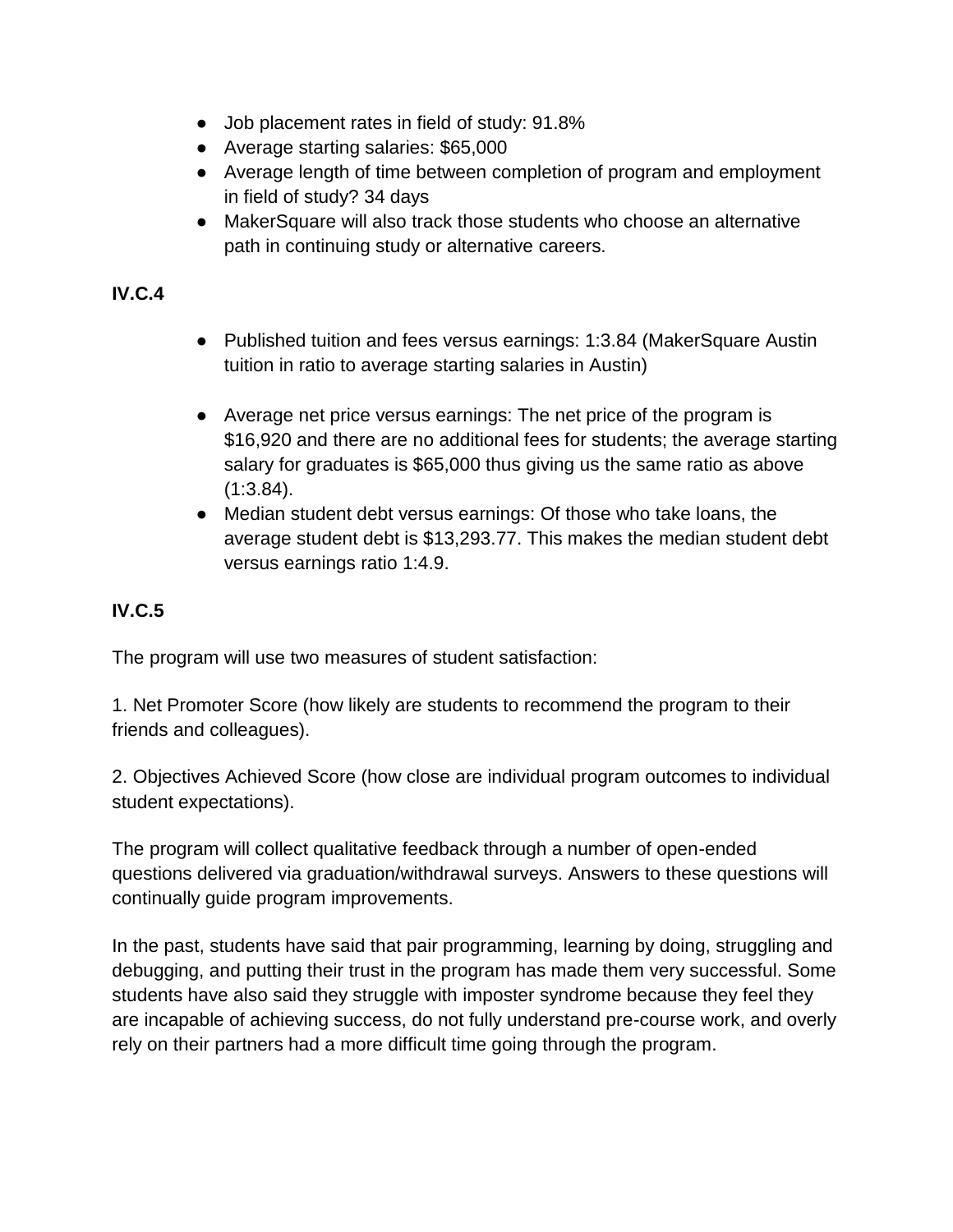- Job placement rates in field of study: 91.8%
- Average starting salaries: $65,000
- Average length of time between completion of program and employment in field of study? 34 days
- MakerSquare will also track those students who choose an alternative path in continuing study or alternative careers.

**IV.C.4**

- Published tuition and fees versus earnings: 1:3.84 (MakerSquare Austin tuition in ratio to average starting salaries in Austin)

- Average net price versus earnings: The net price of the program is $16,920 and there are no additional fees for students; the average starting salary for graduates is $65,000 thus giving us the same ratio as above (1:3.84).
- Median student debt versus earnings: Of those who take loans, the average student debt is $13,293.77. This makes the median student debt versus earnings ratio 1:4.9.

**IV.C.5**

The program will use two measures of student satisfaction:

1. Net Promoter Score (how likely are students to recommend the program to their friends and colleagues).

2. Objectives Achieved Score (how close are individual program outcomes to individual student expectations).

The program will collect qualitative feedback through a number of open-ended questions delivered via graduation/withdrawal surveys. Answers to these questions will continually guide program improvements.

In the past, students have said that pair programming, learning by doing, struggling and debugging, and putting their trust in the program has made them very successful. Some students have also said they struggle with imposter syndrome because they feel they are incapable of achieving success, do not fully understand pre-course work, and overly rely on their partners had a more difficult time going through the program.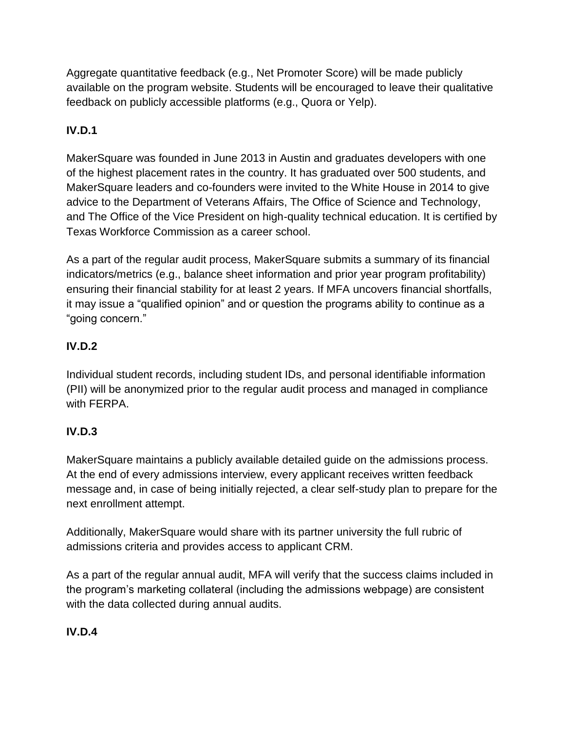Aggregate quantitative feedback (e.g., Net Promoter Score) will be made publicly available on the program website. Students will be encouraged to leave their qualitative feedback on publicly accessible platforms (e.g., Quora or Yelp).

**IV.D.1**

MakerSquare was founded in June 2013 in Austin and graduates developers with one of the highest placement rates in the country. It has graduated over 500 students, and MakerSquare leaders and co-founders were invited to the White House in 2014 to give advice to the Department of Veterans Affairs, The Office of Science and Technology, and The Office of the Vice President on high-quality technical education. It is certified by Texas Workforce Commission as a career school.

As a part of the regular audit process, MakerSquare submits a summary of its financial indicators/metrics (e.g., balance sheet information and prior year program profitability) ensuring their financial stability for at least 2 years. If MFA uncovers financial shortfalls, it may issue a "qualified opinion" and or question the programs ability to continue as a "going concern."

**IV.D.2**

Individual student records, including student IDs, and personal identifiable information (PII) will be anonymized prior to the regular audit process and managed in compliance with FERPA.

**IV.D.3**

MakerSquare maintains a publicly available detailed guide on the admissions process. At the end of every admissions interview, every applicant receives written feedback message and, in case of being initially rejected, a clear self-study plan to prepare for the next enrollment attempt.

Additionally, MakerSquare would share with its partner university the full rubric of admissions criteria and provides access to applicant CRM.

As a part of the regular annual audit, MFA will verify that the success claims included in the program's marketing collateral (including the admissions webpage) are consistent with the data collected during annual audits.

**IV.D.4**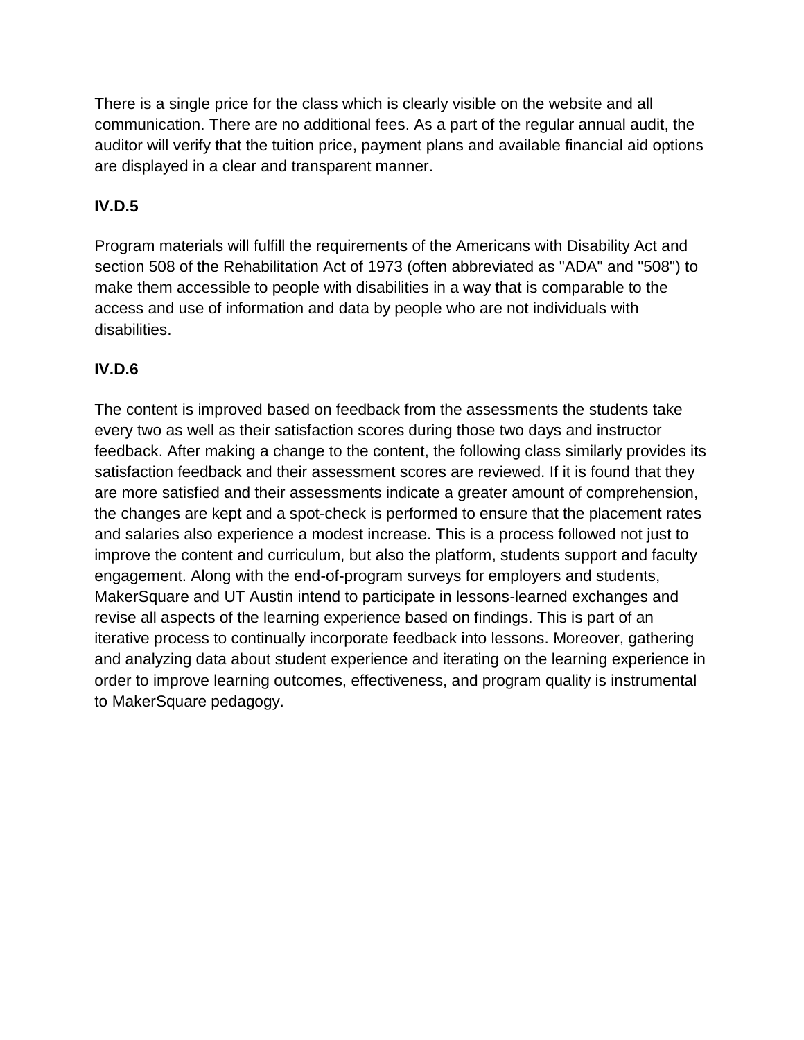There is a single price for the class which is clearly visible on the website and all communication. There are no additional fees. As a part of the regular annual audit, the auditor will verify that the tuition price, payment plans and available financial aid options are displayed in a clear and transparent manner.

**IV.D.5**

Program materials will fulfill the requirements of the Americans with Disability Act and section 508 of the Rehabilitation Act of 1973 (often abbreviated as "ADA" and "508") to make them accessible to people with disabilities in a way that is comparable to the access and use of information and data by people who are not individuals with disabilities.

**IV.D.6**

The content is improved based on feedback from the assessments the students take every two as well as their satisfaction scores during those two days and instructor feedback. After making a change to the content, the following class similarly provides its satisfaction feedback and their assessment scores are reviewed. If it is found that they are more satisfied and their assessments indicate a greater amount of comprehension, the changes are kept and a spot-check is performed to ensure that the placement rates and salaries also experience a modest increase. This is a process followed not just to improve the content and curriculum, but also the platform, students support and faculty engagement. Along with the end-of-program surveys for employers and students, MakerSquare and UT Austin intend to participate in lessons-learned exchanges and revise all aspects of the learning experience based on findings. This is part of an iterative process to continually incorporate feedback into lessons. Moreover, gathering and analyzing data about student experience and iterating on the learning experience in order to improve learning outcomes, effectiveness, and program quality is instrumental to MakerSquare pedagogy.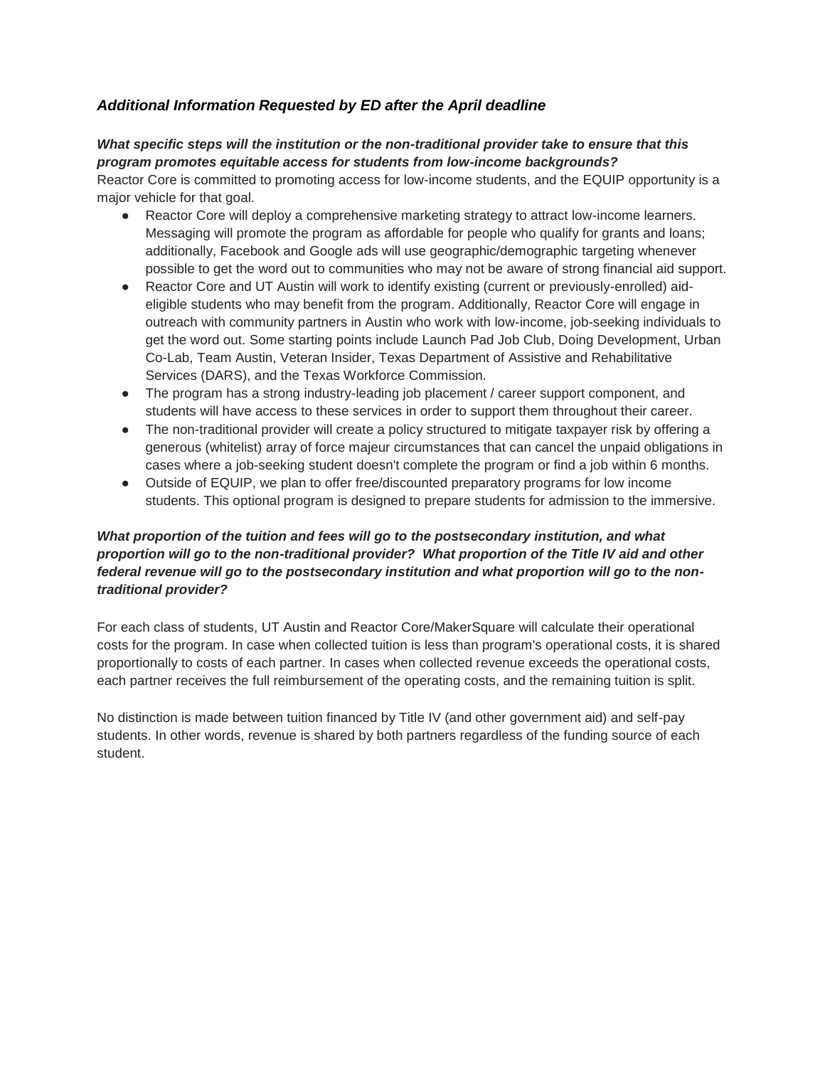## *Additional Information Requested by ED after the April deadline*

***What specific steps will the institution or the non-traditional provider take to ensure that this program promotes equitable access for students from low-income backgrounds?***

Reactor Core is committed to promoting access for low-income students, and the EQUIP opportunity is a major vehicle for that goal.

- Reactor Core will deploy a comprehensive marketing strategy to attract low-income learners. Messaging will promote the program as affordable for people who qualify for grants and loans; additionally, Facebook and Google ads will use geographic/demographic targeting whenever possible to get the word out to communities who may not be aware of strong financial aid support.
- Reactor Core and UT Austin will work to identify existing (current or previously-enrolled) aid-eligible students who may benefit from the program. Additionally, Reactor Core will engage in outreach with community partners in Austin who work with low-income, job-seeking individuals to get the word out. Some starting points include Launch Pad Job Club, Doing Development, Urban Co-Lab, Team Austin, Veteran Insider, Texas Department of Assistive and Rehabilitative Services (DARS), and the Texas Workforce Commission.
- The program has a strong industry-leading job placement / career support component, and students will have access to these services in order to support them throughout their career.
- The non-traditional provider will create a policy structured to mitigate taxpayer risk by offering a generous (whitelist) array of force majeur circumstances that can cancel the unpaid obligations in cases where a job-seeking student doesn't complete the program or find a job within 6 months.
- Outside of EQUIP, we plan to offer free/discounted preparatory programs for low income students. This optional program is designed to prepare students for admission to the immersive.

***What proportion of the tuition and fees will go to the postsecondary institution, and what proportion will go to the non-traditional provider? What proportion of the Title IV aid and other federal revenue will go to the postsecondary institution and what proportion will go to the non-traditional provider?***

For each class of students, UT Austin and Reactor Core/MakerSquare will calculate their operational costs for the program. In case when collected tuition is less than program's operational costs, it is shared proportionally to costs of each partner. In cases when collected revenue exceeds the operational costs, each partner receives the full reimbursement of the operating costs, and the remaining tuition is split.

No distinction is made between tuition financed by Title IV (and other government aid) and self-pay students. In other words, revenue is shared by both partners regardless of the funding source of each student.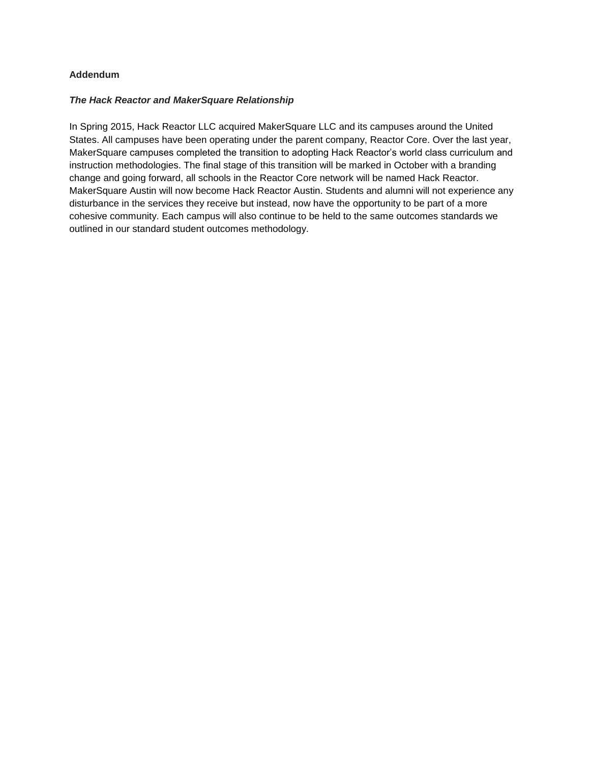**Addendum**

***The Hack Reactor and MakerSquare Relationship***

In Spring 2015, Hack Reactor LLC acquired MakerSquare LLC and its campuses around the United States. All campuses have been operating under the parent company, Reactor Core. Over the last year, MakerSquare campuses completed the transition to adopting Hack Reactor's world class curriculum and instruction methodologies. The final stage of this transition will be marked in October with a branding change and going forward, all schools in the Reactor Core network will be named Hack Reactor. MakerSquare Austin will now become Hack Reactor Austin. Students and alumni will not experience any disturbance in the services they receive but instead, now have the opportunity to be part of a more cohesive community. Each campus will also continue to be held to the same outcomes standards we outlined in our standard student outcomes methodology.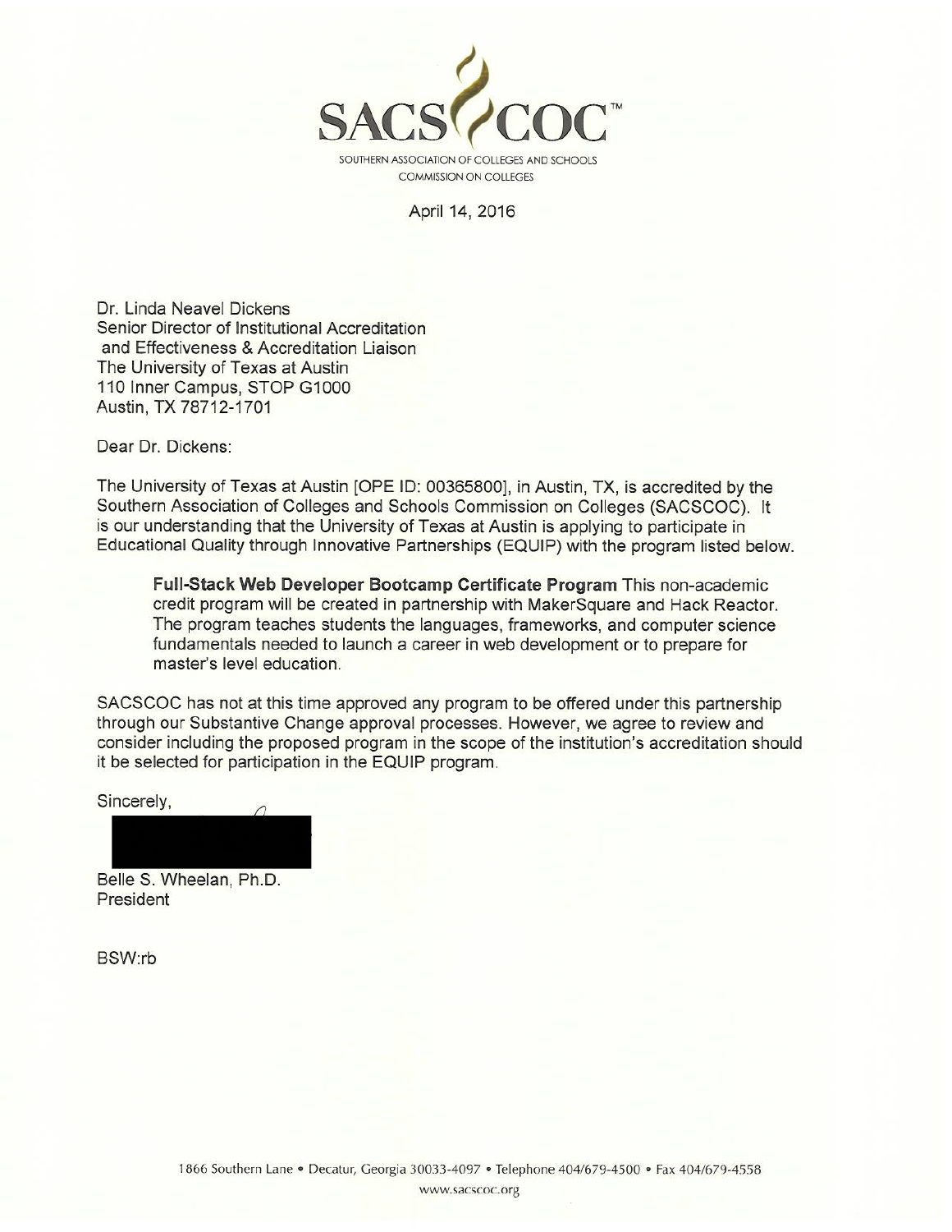SACS COC™

SOUTHERN ASSOCIATION OF COLLEGES AND SCHOOLS
COMMISSION ON COLLEGES

April 14, 2016

Dr. Linda Neavel Dickens
Senior Director of Institutional Accreditation
and Effectiveness & Accreditation Liaison
The University of Texas at Austin
110 Inner Campus, STOP G1000
Austin, TX 78712-1701

Dear Dr. Dickens:

The University of Texas at Austin [OPE ID: 00365800], in Austin, TX, is accredited by the Southern Association of Colleges and Schools Commission on Colleges (SACSCOC). It is our understanding that the University of Texas at Austin is applying to participate in Educational Quality through Innovative Partnerships (EQUIP) with the program listed below.

> **Full-Stack Web Developer Bootcamp Certificate Program** This non-academic credit program will be created in partnership with MakerSquare and Hack Reactor. The program teaches students the languages, frameworks, and computer science fundamentals needed to launch a career in web development or to prepare for master's level education.

SACSCOC has not at this time approved any program to be offered under this partnership through our Substantive Change approval processes. However, we agree to review and consider including the proposed program in the scope of the institution's accreditation should it be selected for participation in the EQUIP program.

Sincerely,

Belle S. Wheelan, Ph.D.
President

BSW:rb

1866 Southern Lane • Decatur, Georgia 30033-4097 • Telephone 404/679-4500 • Fax 404/679-4558
www.sacscoc.org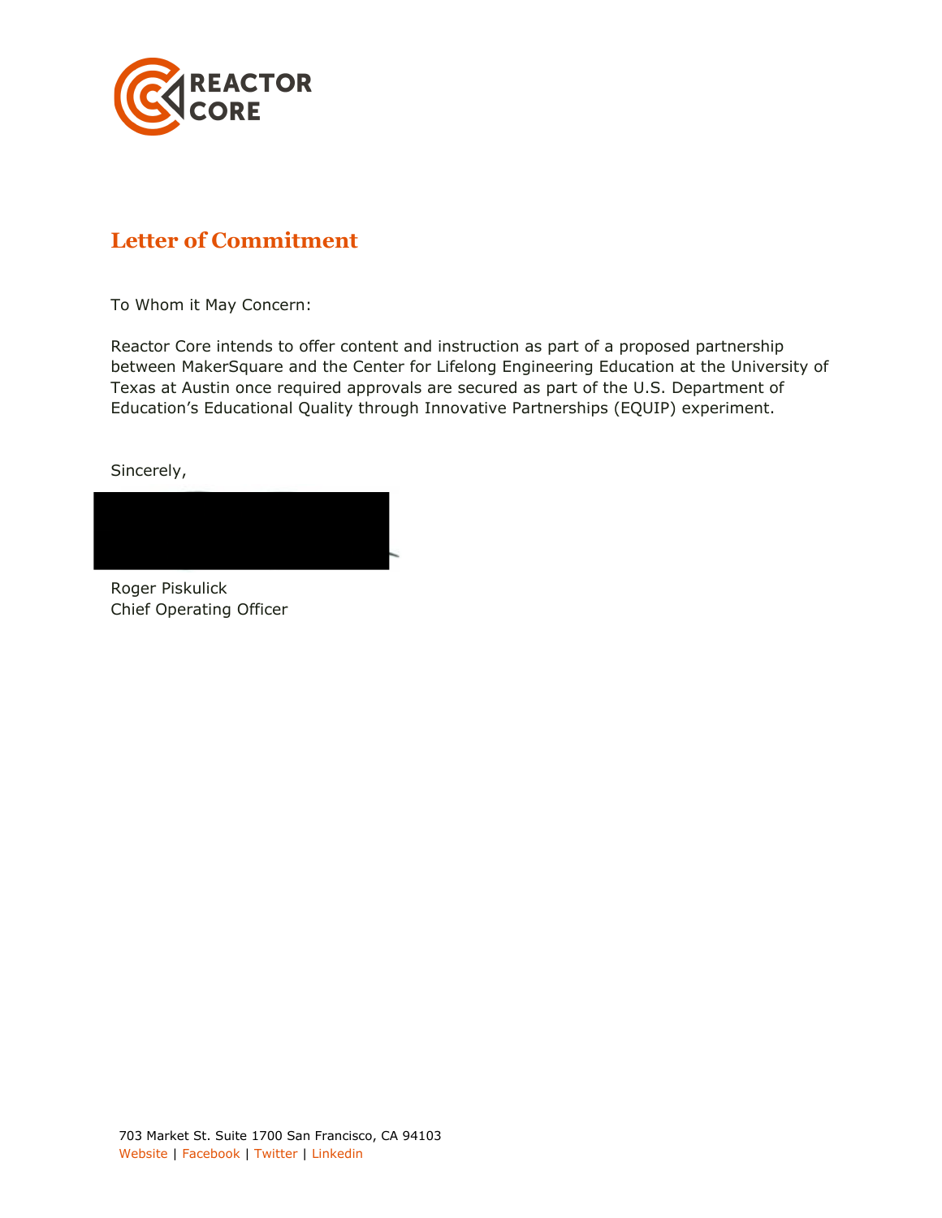REACTOR CORE

## Letter of Commitment

To Whom it May Concern:

Reactor Core intends to offer content and instruction as part of a proposed partnership between MakerSquare and the Center for Lifelong Engineering Education at the University of Texas at Austin once required approvals are secured as part of the U.S. Department of Education's Educational Quality through Innovative Partnerships (EQUIP) experiment.

Sincerely,

Roger Piskulick
Chief Operating Officer

703 Market St. Suite 1700 San Francisco, CA 94103
Website | Facebook | Twitter | Linkedin